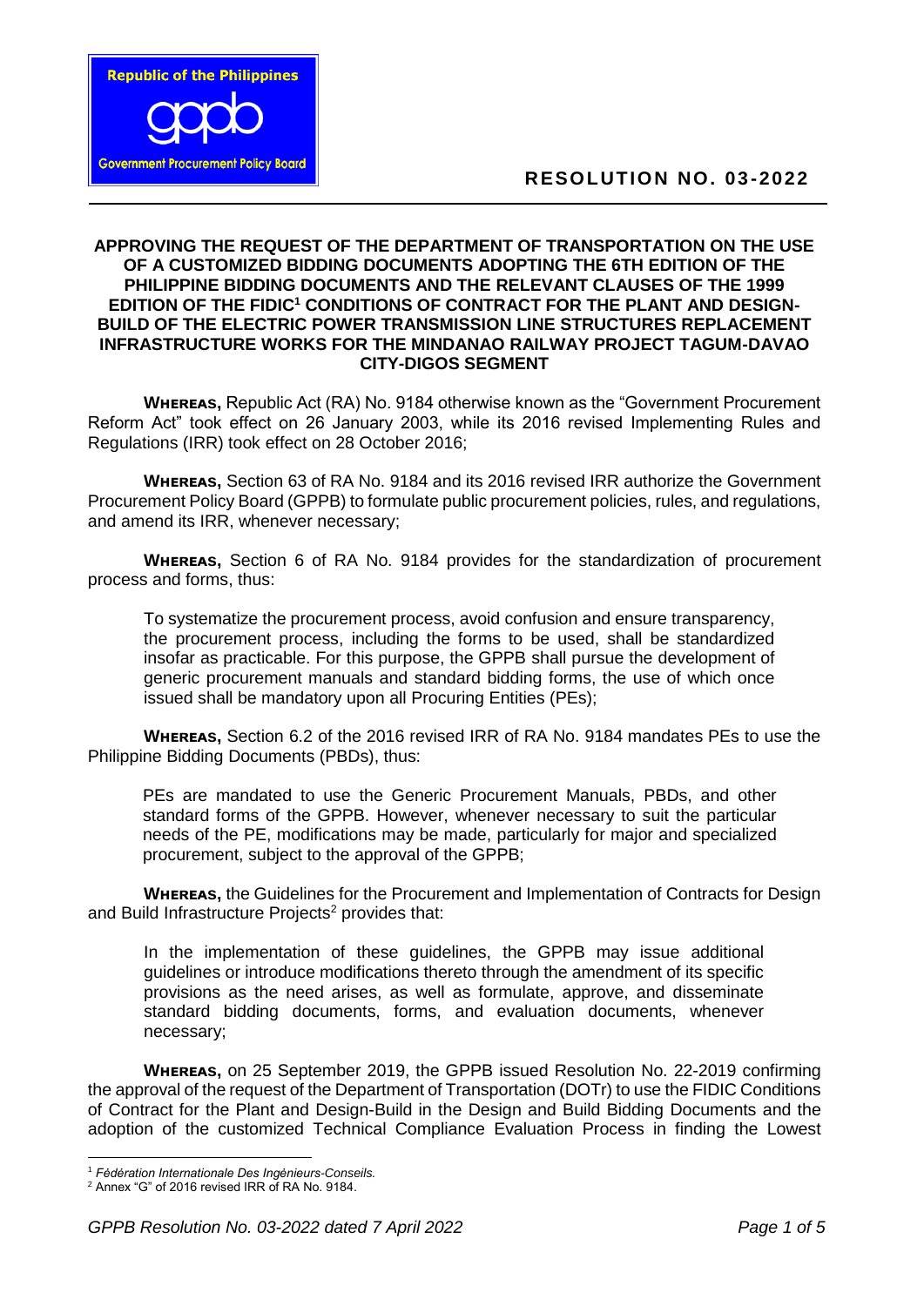Republic of the Philippines

gppb

Government Procurement Policy Board

# RESOLUTION NO. 03-2022

**APPROVING THE REQUEST OF THE DEPARTMENT OF TRANSPORTATION ON THE USE OF A CUSTOMIZED BIDDING DOCUMENTS ADOPTING THE 6TH EDITION OF THE PHILIPPINE BIDDING DOCUMENTS AND THE RELEVANT CLAUSES OF THE 1999 EDITION OF THE FIDIC[1] CONDITIONS OF CONTRACT FOR THE PLANT AND DESIGN-BUILD OF THE ELECTRIC POWER TRANSMISSION LINE STRUCTURES REPLACEMENT INFRASTRUCTURE WORKS FOR THE MINDANAO RAILWAY PROJECT TAGUM-DAVAO CITY-DIGOS SEGMENT**

**WHEREAS,** Republic Act (RA) No. 9184 otherwise known as the "Government Procurement Reform Act" took effect on 26 January 2003, while its 2016 revised Implementing Rules and Regulations (IRR) took effect on 28 October 2016;

**WHEREAS,** Section 63 of RA No. 9184 and its 2016 revised IRR authorize the Government Procurement Policy Board (GPPB) to formulate public procurement policies, rules, and regulations, and amend its IRR, whenever necessary;

**WHEREAS,** Section 6 of RA No. 9184 provides for the standardization of procurement process and forms, thus:

> To systematize the procurement process, avoid confusion and ensure transparency, the procurement process, including the forms to be used, shall be standardized insofar as practicable. For this purpose, the GPPB shall pursue the development of generic procurement manuals and standard bidding forms, the use of which once issued shall be mandatory upon all Procuring Entities (PEs);

**WHEREAS,** Section 6.2 of the 2016 revised IRR of RA No. 9184 mandates PEs to use the Philippine Bidding Documents (PBDs), thus:

> PEs are mandated to use the Generic Procurement Manuals, PBDs, and other standard forms of the GPPB. However, whenever necessary to suit the particular needs of the PE, modifications may be made, particularly for major and specialized procurement, subject to the approval of the GPPB;

**WHEREAS,** the Guidelines for the Procurement and Implementation of Contracts for Design and Build Infrastructure Projects[2] provides that:

> In the implementation of these guidelines, the GPPB may issue additional guidelines or introduce modifications thereto through the amendment of its specific provisions as the need arises, as well as formulate, approve, and disseminate standard bidding documents, forms, and evaluation documents, whenever necessary;

**WHEREAS,** on 25 September 2019, the GPPB issued Resolution No. 22-2019 confirming the approval of the request of the Department of Transportation (DOTr) to use the FIDIC Conditions of Contract for the Plant and Design-Build in the Design and Build Bidding Documents and the adoption of the customized Technical Compliance Evaluation Process in finding the Lowest

---

[1] *Fédération Internationale Des Ingénieurs-Conseils.*

[2] Annex "G" of 2016 revised IRR of RA No. 9184.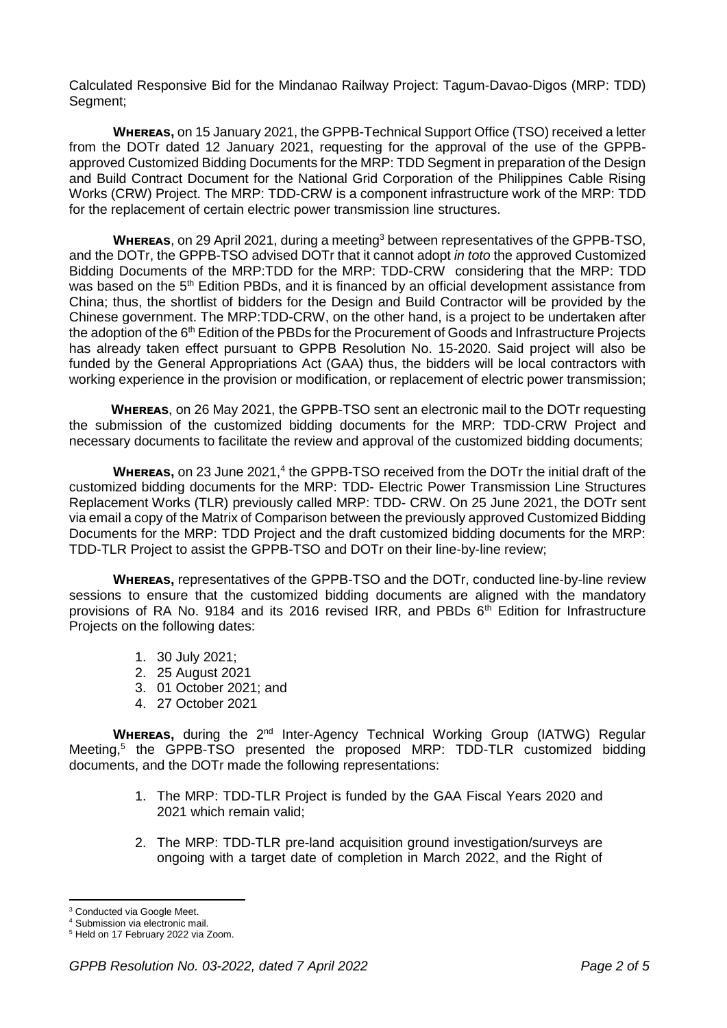Calculated Responsive Bid for the Mindanao Railway Project: Tagum-Davao-Digos (MRP: TDD) Segment;

**WHEREAS,** on 15 January 2021, the GPPB-Technical Support Office (TSO) received a letter from the DOTr dated 12 January 2021, requesting for the approval of the use of the GPPB-approved Customized Bidding Documents for the MRP: TDD Segment in preparation of the Design and Build Contract Document for the National Grid Corporation of the Philippines Cable Rising Works (CRW) Project. The MRP: TDD-CRW is a component infrastructure work of the MRP: TDD for the replacement of certain electric power transmission line structures.

**WHEREAS**, on 29 April 2021, during a meeting[3] between representatives of the GPPB-TSO, and the DOTr, the GPPB-TSO advised DOTr that it cannot adopt *in toto* the approved Customized Bidding Documents of the MRP:TDD for the MRP: TDD-CRW considering that the MRP: TDD was based on the 5th Edition PBDs, and it is financed by an official development assistance from China; thus, the shortlist of bidders for the Design and Build Contractor will be provided by the Chinese government. The MRP:TDD-CRW, on the other hand, is a project to be undertaken after the adoption of the 6th Edition of the PBDs for the Procurement of Goods and Infrastructure Projects has already taken effect pursuant to GPPB Resolution No. 15-2020. Said project will also be funded by the General Appropriations Act (GAA) thus, the bidders will be local contractors with working experience in the provision or modification, or replacement of electric power transmission;

**WHEREAS**, on 26 May 2021, the GPPB-TSO sent an electronic mail to the DOTr requesting the submission of the customized bidding documents for the MRP: TDD-CRW Project and necessary documents to facilitate the review and approval of the customized bidding documents;

**WHEREAS,** on 23 June 2021,[4] the GPPB-TSO received from the DOTr the initial draft of the customized bidding documents for the MRP: TDD- Electric Power Transmission Line Structures Replacement Works (TLR) previously called MRP: TDD- CRW. On 25 June 2021, the DOTr sent via email a copy of the Matrix of Comparison between the previously approved Customized Bidding Documents for the MRP: TDD Project and the draft customized bidding documents for the MRP: TDD-TLR Project to assist the GPPB-TSO and DOTr on their line-by-line review;

**WHEREAS,** representatives of the GPPB-TSO and the DOTr, conducted line-by-line review sessions to ensure that the customized bidding documents are aligned with the mandatory provisions of RA No. 9184 and its 2016 revised IRR, and PBDs 6th Edition for Infrastructure Projects on the following dates:

1. 30 July 2021;
2. 25 August 2021
3. 01 October 2021; and
4. 27 October 2021

**WHEREAS,** during the 2nd Inter-Agency Technical Working Group (IATWG) Regular Meeting,[5] the GPPB-TSO presented the proposed MRP: TDD-TLR customized bidding documents, and the DOTr made the following representations:

1. The MRP: TDD-TLR Project is funded by the GAA Fiscal Years 2020 and 2021 which remain valid;

2. The MRP: TDD-TLR pre-land acquisition ground investigation/surveys are ongoing with a target date of completion in March 2022, and the Right of

---

[3] Conducted via Google Meet.

[4] Submission via electronic mail.

[5] Held on 17 February 2022 via Zoom.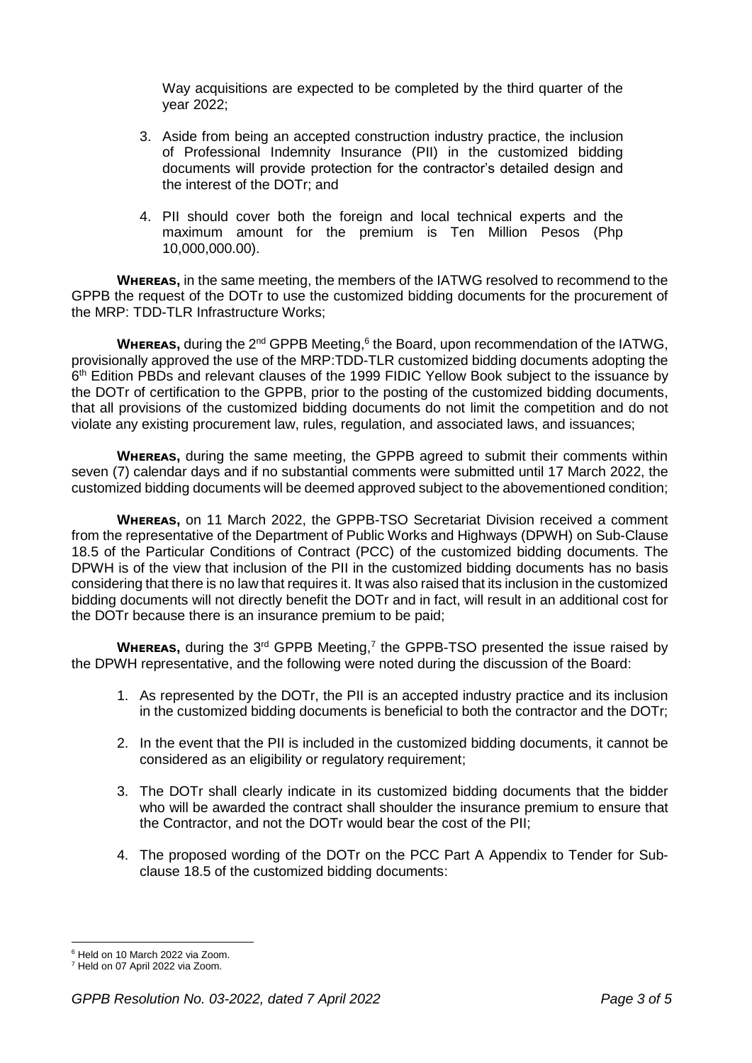Way acquisitions are expected to be completed by the third quarter of the year 2022;

3. Aside from being an accepted construction industry practice, the inclusion of Professional Indemnity Insurance (PII) in the customized bidding documents will provide protection for the contractor's detailed design and the interest of the DOTr; and

4. PII should cover both the foreign and local technical experts and the maximum amount for the premium is Ten Million Pesos (Php 10,000,000.00).

**WHEREAS,** in the same meeting, the members of the IATWG resolved to recommend to the GPPB the request of the DOTr to use the customized bidding documents for the procurement of the MRP: TDD-TLR Infrastructure Works;

**WHEREAS,** during the 2nd GPPB Meeting,[6] the Board, upon recommendation of the IATWG, provisionally approved the use of the MRP:TDD-TLR customized bidding documents adopting the 6th Edition PBDs and relevant clauses of the 1999 FIDIC Yellow Book subject to the issuance by the DOTr of certification to the GPPB, prior to the posting of the customized bidding documents, that all provisions of the customized bidding documents do not limit the competition and do not violate any existing procurement law, rules, regulation, and associated laws, and issuances;

**WHEREAS,** during the same meeting, the GPPB agreed to submit their comments within seven (7) calendar days and if no substantial comments were submitted until 17 March 2022, the customized bidding documents will be deemed approved subject to the abovementioned condition;

**WHEREAS,** on 11 March 2022, the GPPB-TSO Secretariat Division received a comment from the representative of the Department of Public Works and Highways (DPWH) on Sub-Clause 18.5 of the Particular Conditions of Contract (PCC) of the customized bidding documents. The DPWH is of the view that inclusion of the PII in the customized bidding documents has no basis considering that there is no law that requires it. It was also raised that its inclusion in the customized bidding documents will not directly benefit the DOTr and in fact, will result in an additional cost for the DOTr because there is an insurance premium to be paid;

**WHEREAS,** during the 3rd GPPB Meeting,[7] the GPPB-TSO presented the issue raised by the DPWH representative, and the following were noted during the discussion of the Board:

1. As represented by the DOTr, the PII is an accepted industry practice and its inclusion in the customized bidding documents is beneficial to both the contractor and the DOTr;

2. In the event that the PII is included in the customized bidding documents, it cannot be considered as an eligibility or regulatory requirement;

3. The DOTr shall clearly indicate in its customized bidding documents that the bidder who will be awarded the contract shall shoulder the insurance premium to ensure that the Contractor, and not the DOTr would bear the cost of the PII;

4. The proposed wording of the DOTr on the PCC Part A Appendix to Tender for Sub-clause 18.5 of the customized bidding documents:

---

[6] Held on 10 March 2022 via Zoom.

[7] Held on 07 April 2022 via Zoom.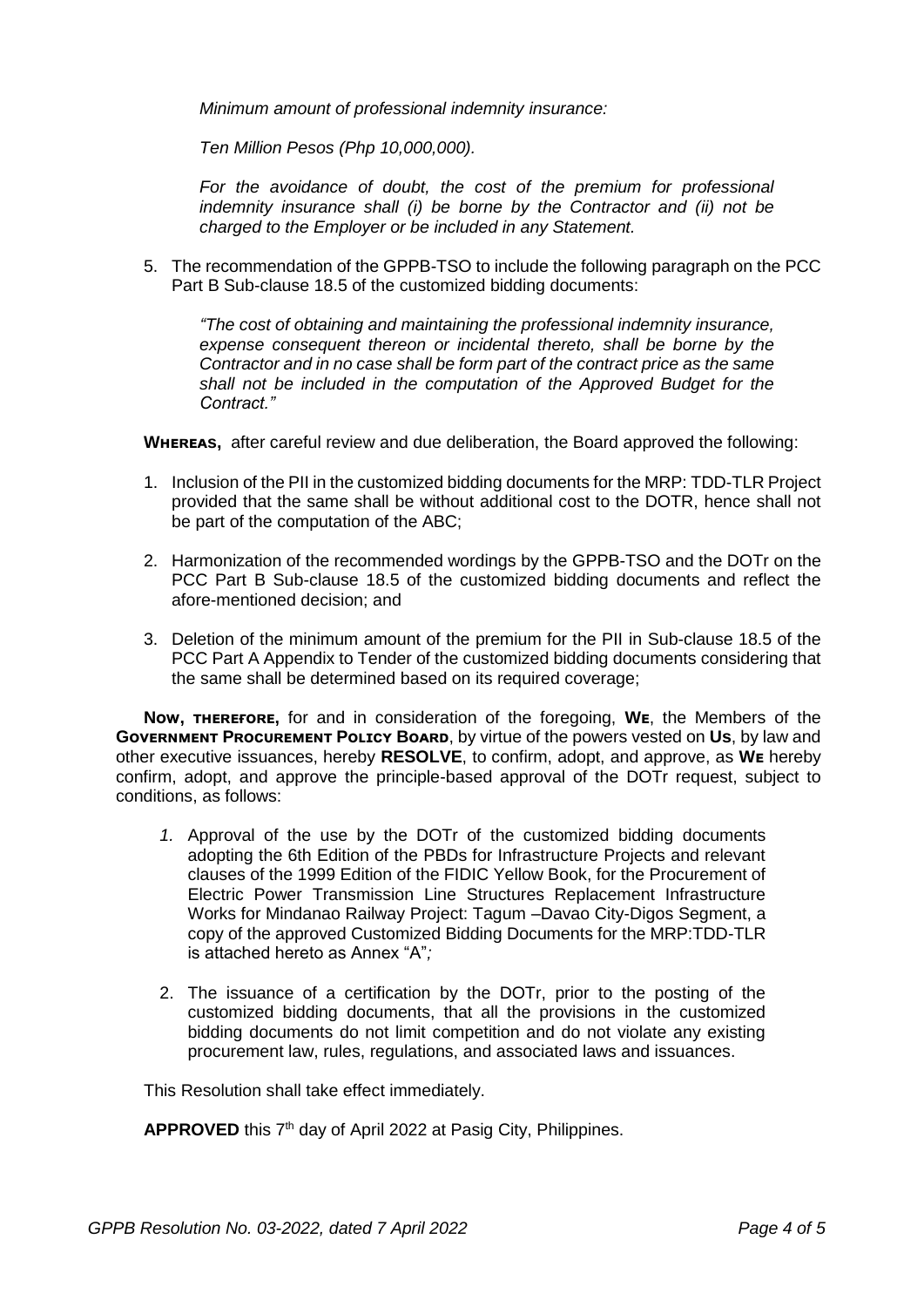*Minimum amount of professional indemnity insurance:*

*Ten Million Pesos (Php 10,000,000).*

*For the avoidance of doubt, the cost of the premium for professional indemnity insurance shall (i) be borne by the Contractor and (ii) not be charged to the Employer or be included in any Statement.*

5. The recommendation of the GPPB-TSO to include the following paragraph on the PCC Part B Sub-clause 18.5 of the customized bidding documents:

   *"The cost of obtaining and maintaining the professional indemnity insurance, expense consequent thereon or incidental thereto, shall be borne by the Contractor and in no case shall be form part of the contract price as the same shall not be included in the computation of the Approved Budget for the Contract."*

**WHEREAS,** after careful review and due deliberation, the Board approved the following:

1. Inclusion of the PII in the customized bidding documents for the MRP: TDD-TLR Project provided that the same shall be without additional cost to the DOTR, hence shall not be part of the computation of the ABC;
2. Harmonization of the recommended wordings by the GPPB-TSO and the DOTr on the PCC Part B Sub-clause 18.5 of the customized bidding documents and reflect the afore-mentioned decision; and
3. Deletion of the minimum amount of the premium for the PII in Sub-clause 18.5 of the PCC Part A Appendix to Tender of the customized bidding documents considering that the same shall be determined based on its required coverage;

**NOW, THEREFORE,** for and in consideration of the foregoing, **WE**, the Members of the **GOVERNMENT PROCUREMENT POLICY BOARD**, by virtue of the powers vested on **US**, by law and other executive issuances, hereby **RESOLVE**, to confirm, adopt, and approve, as **WE** hereby confirm, adopt, and approve the principle-based approval of the DOTr request, subject to conditions, as follows:

1. Approval of the use by the DOTr of the customized bidding documents adopting the 6th Edition of the PBDs for Infrastructure Projects and relevant clauses of the 1999 Edition of the FIDIC Yellow Book, for the Procurement of Electric Power Transmission Line Structures Replacement Infrastructure Works for Mindanao Railway Project: Tagum –Davao City-Digos Segment, a copy of the approved Customized Bidding Documents for the MRP:TDD-TLR is attached hereto as Annex "A";
2. The issuance of a certification by the DOTr, prior to the posting of the customized bidding documents, that all the provisions in the customized bidding documents do not limit competition and do not violate any existing procurement law, rules, regulations, and associated laws and issuances.

This Resolution shall take effect immediately.

**APPROVED** this 7th day of April 2022 at Pasig City, Philippines.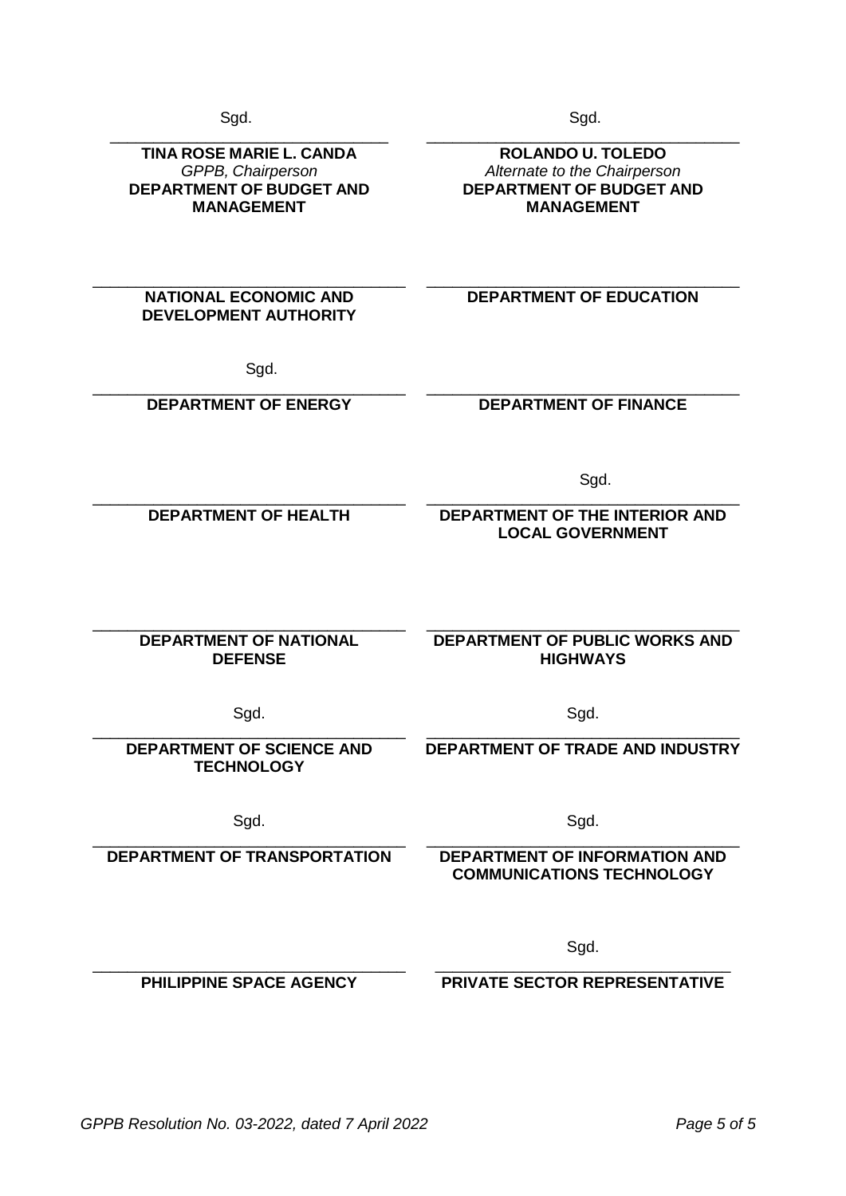Sgd.

**TINA ROSE MARIE L. CANDA**
*GPPB, Chairperson*
**DEPARTMENT OF BUDGET AND MANAGEMENT**

Sgd.

**ROLANDO U. TOLEDO**
*Alternate to the Chairperson*
**DEPARTMENT OF BUDGET AND MANAGEMENT**

**NATIONAL ECONOMIC AND DEVELOPMENT AUTHORITY**

**DEPARTMENT OF EDUCATION**

Sgd.

**DEPARTMENT OF ENERGY**

**DEPARTMENT OF FINANCE**

**DEPARTMENT OF HEALTH**

Sgd.

**DEPARTMENT OF THE INTERIOR AND LOCAL GOVERNMENT**

**DEPARTMENT OF NATIONAL DEFENSE**

**DEPARTMENT OF PUBLIC WORKS AND HIGHWAYS**

Sgd.

**DEPARTMENT OF SCIENCE AND TECHNOLOGY**

Sgd.

**DEPARTMENT OF TRADE AND INDUSTRY**

Sgd.

**DEPARTMENT OF TRANSPORTATION**

Sgd.

**DEPARTMENT OF INFORMATION AND COMMUNICATIONS TECHNOLOGY**

**PHILIPPINE SPACE AGENCY**

Sgd.

**PRIVATE SECTOR REPRESENTATIVE**

*GPPB Resolution No. 03-2022, dated 7 April 2022*